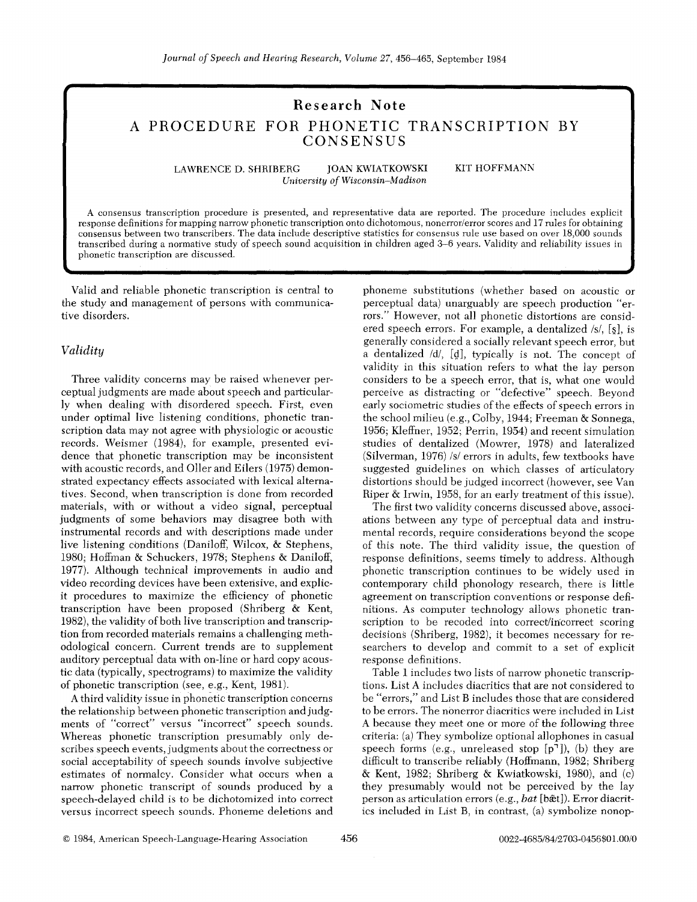# Research Note

# A PROCEDURE FOR PHONETIC TRANSCRIPTION BY CONSENSUS

LAWRENCE D. SHRIBERG JOAN KWIATKOWSKI KIT HOFFMANN

*University of Wisconsin–Madison*

A consensus transcription procedure is presented, and representative data are reported. The procedure includes explicit response definitions for mapping narrow phonetic transcription onto dichotomous, nonerror/error scores and 17 rules for obtaining consensus between two transcribers. The data include descriptive statistics for consensus rule use based on over 18,000 sounds transcribed during a normative study of speech sound acquisition in children aged 3–6 years. Validity and reliability issues in phonetic transcription are discussed.

Valid and reliable phonetic transcription is central to the study and management of persons with communicative disorders.

## *Validity*

Three validity concerns may be raised whenever perceptual judgments are made about speech and particularly when dealing with disordered speech. First, even under optimal live listening conditions, phonetic transcription data may not agree with physiologic or acoustic records. Weismer (1984), for example, presented evidence that phonetic transcription may be inconsistent with acoustic records, and Oller and Eilers (1975) demonstrated expectancy effects associated with lexical alternatives. Second, when transcription is done from recorded materials, with or without a video signal, perceptual judgments of some behaviors may disagree both with instrumental records and with descriptions made under live listening conditions (Daniloff, Wilcox, & Stephens, 1980; Hoffman & Schuckers, 1978; Stephens & Daniloff, 1977). Although technical improvements in audio and video recording devices have been extensive, and explicit procedures to maximize the efficiency of phonetic transcription have been proposed (Shriberg & Kent, 1982), the validity of both live transcription and transcription from recorded materials remains a challenging methodological concern. Current trends are to supplement auditory perceptual data with on-line or hard copy acoustic data (typically, spectrograms) to maximize the validity of phonetic transcription (see, e.g., Kent, 1981).

A third validity issue in phonetic transcription concerns the relationship between phonetic transcription and judgments of "correct" versus "incorrect" speech sounds. Whereas phonetic transcription presumably only describes speech events, judgments about the correctness or social acceptability of speech sounds involve subjective estimates of normalcy. Consider what occurs when a narrow phonetic transcript of sounds produced by a speech-delayed child is to be dichotomized into correct versus incorrect speech sounds. Phoneme deletions and phoneme substitutions (whether based on acoustic or perceptual data) unarguably are speech production "errors." However, not all phonetic distortions are considered speech errors. For example, a dentalized /s/, [s̪], is generally considered a socially relevant speech error, but a dentalized /d/, [d̪], typically is not. The concept of validity in this situation refers to what the lay person considers to be a speech error, that is, what one would perceive as distracting or "defective" speech. Beyond early sociometric studies of the effects of speech errors in the school milieu (e.g., Colby, 1944; Freeman & Sonnega, 1956; Kleffner, 1952; Perrin, 1954) and recent simulation studies of dentalized (Mowrer, 1978) and lateralized (Silverman, 1976) /s/ errors in adults, few textbooks have suggested guidelines on which classes of articulatory distortions should be judged incorrect (however, see Van Riper & Irwin, 1958, for an early treatment of this issue).

The first two validity concerns discussed above, associations between any type of perceptual data and instrumental records, require considerations beyond the scope of this note. The third validity issue, the question of response definitions, seems timely to address. Although phonetic transcription continues to be widely used in contemporary child phonology research, there is little agreement on transcription conventions or response definitions. As computer technology allows phonetic transcription to be recoded into correct/incorrect scoring decisions (Shriberg, 1982), it becomes necessary for researchers to develop and commit to a set of explicit response definitions.

Table 1 includes two lists of narrow phonetic transcriptions. List A includes diacritics that are not considered to be "errors," and List B includes those that are considered to be errors. The nonerror diacritics were included in List A because they meet one or more of the following three criteria: (a) They symbolize optional allophones in casual speech forms (e.g., unreleased stop [p̚]), (b) they are difficult to transcribe reliably (Hoffmann, 1982; Shriberg & Kent, 1982; Shriberg & Kwiatkowski, 1980), and (c) they presumably would not be perceived by the lay person as articulation errors (e.g., *bat* [bæ̃t]). Error diacritics included in List B, in contrast, (a) symbolize nonop-

© 1984, American Speech-Language-Hearing Association 0022-4685/84/2703-0456$01.00/0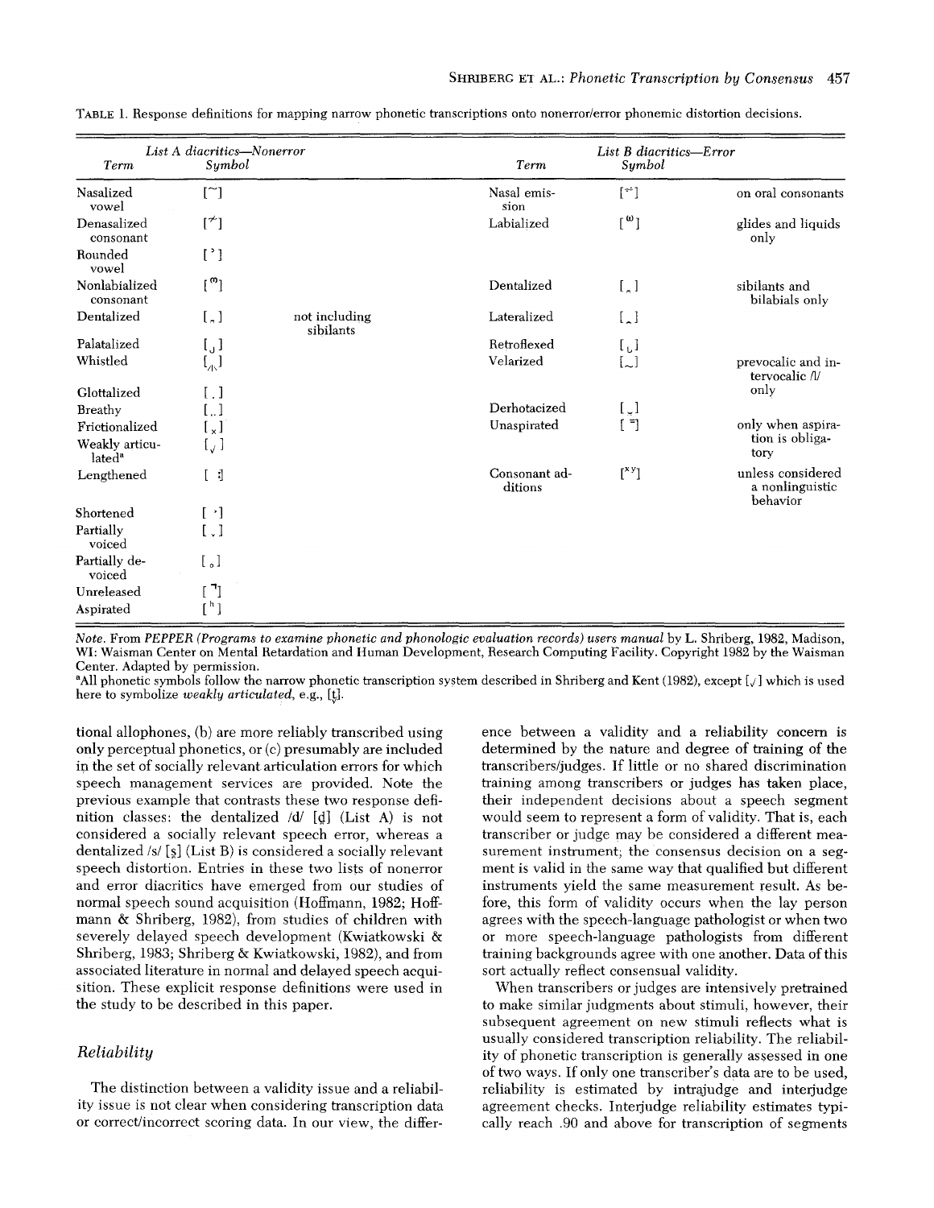TABLE 1. Response definitions for mapping narrow phonetic transcriptions onto nonerror/error phonemic distortion decisions.

| List A diacritics—Nonerror | | | List B diacritics—Error | | |
|---|---|---|---|---|---|
| Term | Symbol | | Term | Symbol | |
| Nasalized vowel | [˜] | | Nasal emission | [≈] | on oral consonants |
| Denasalized consonant | [≁] | | Labialized | [ʷ] | glides and liquids only |
| Rounded vowel | [˒] | | | | |
| Nonlabialized consonant | [ᵚ] | | Dentalized | [̪] | sibilants and bilabials only |
| Dentalized | [̪] | not including sibilants | Lateralized | [̫] | |
| Palatalized | [̡] | | Retroflexed | [̢] | |
| Whistled | [↑] | | Velarized | [̴] | prevocalic and intervocalic /l/ only |
| Glottalized | [.] | | | | |
| Breathy | [..] | | Derhotacized | [̮] | |
| Frictionalized | [ₓ] | | Unaspirated | [⁼] | only when aspiration is obligatory |
| Weakly articulated[a] | [ᵥ] | | | | |
| Lengthened | [ː] | | Consonant additions | [ˣʸ] | unless considered a nonlinguistic behavior |
| Shortened | [˙] | | | | |
| Partially voiced | [ˬ] | | | | |
| Partially devoiced | [̥] | | | | |
| Unreleased | [˺] | | | | |
| Aspirated | [ʰ] | | | | |

*Note.* From *PEPPER (Programs to examine phonetic and phonologic evaluation records) users manual* by L. Shriberg, 1982, Madison, WI: Waisman Center on Mental Retardation and Human Development, Research Computing Facility. Copyright 1982 by the Waisman Center. Adapted by permission.

[a]All phonetic symbols follow the narrow phonetic transcription system described in Shriberg and Kent (1982), except [ᵥ] which is used here to symbolize *weakly articulated*, e.g., [t̬].

tional allophones, (b) are more reliably transcribed using only perceptual phonetics, or (c) presumably are included in the set of socially relevant articulation errors for which speech management services are provided. Note the previous example that contrasts these two response definition classes: the dentalized /d/ [d̪] (List A) is not considered a socially relevant speech error, whereas a dentalized /s/ [s̪] (List B) is considered a socially relevant speech distortion. Entries in these two lists of nonerror and error diacritics have emerged from our studies of normal speech sound acquisition (Hoffmann, 1982; Hoffmann & Shriberg, 1982), from studies of children with severely delayed speech development (Kwiatkowski & Shriberg, 1983; Shriberg & Kwiatkowski, 1982), and from associated literature in normal and delayed speech acquisition. These explicit response definitions were used in the study to be described in this paper.

## Reliability

The distinction between a validity issue and a reliability issue is not clear when considering transcription data or correct/incorrect scoring data. In our view, the difference between a validity and a reliability concern is determined by the nature and degree of training of the transcribers/judges. If little or no shared discrimination training among transcribers or judges has taken place, their independent decisions about a speech segment would seem to represent a form of validity. That is, each transcriber or judge may be considered a different measurement instrument; the consensus decision on a segment is valid in the same way that qualified but different instruments yield the same measurement result. As before, this form of validity occurs when the lay person agrees with the speech-language pathologist or when two or more speech-language pathologists from different training backgrounds agree with one another. Data of this sort actually reflect consensual validity.

When transcribers or judges are intensively pretrained to make similar judgments about stimuli, however, their subsequent agreement on new stimuli reflects what is usually considered transcription reliability. The reliability of phonetic transcription is generally assessed in one of two ways. If only one transcriber's data are to be used, reliability is estimated by intrajudge and interjudge agreement checks. Interjudge reliability estimates typically reach .90 and above for transcription of segments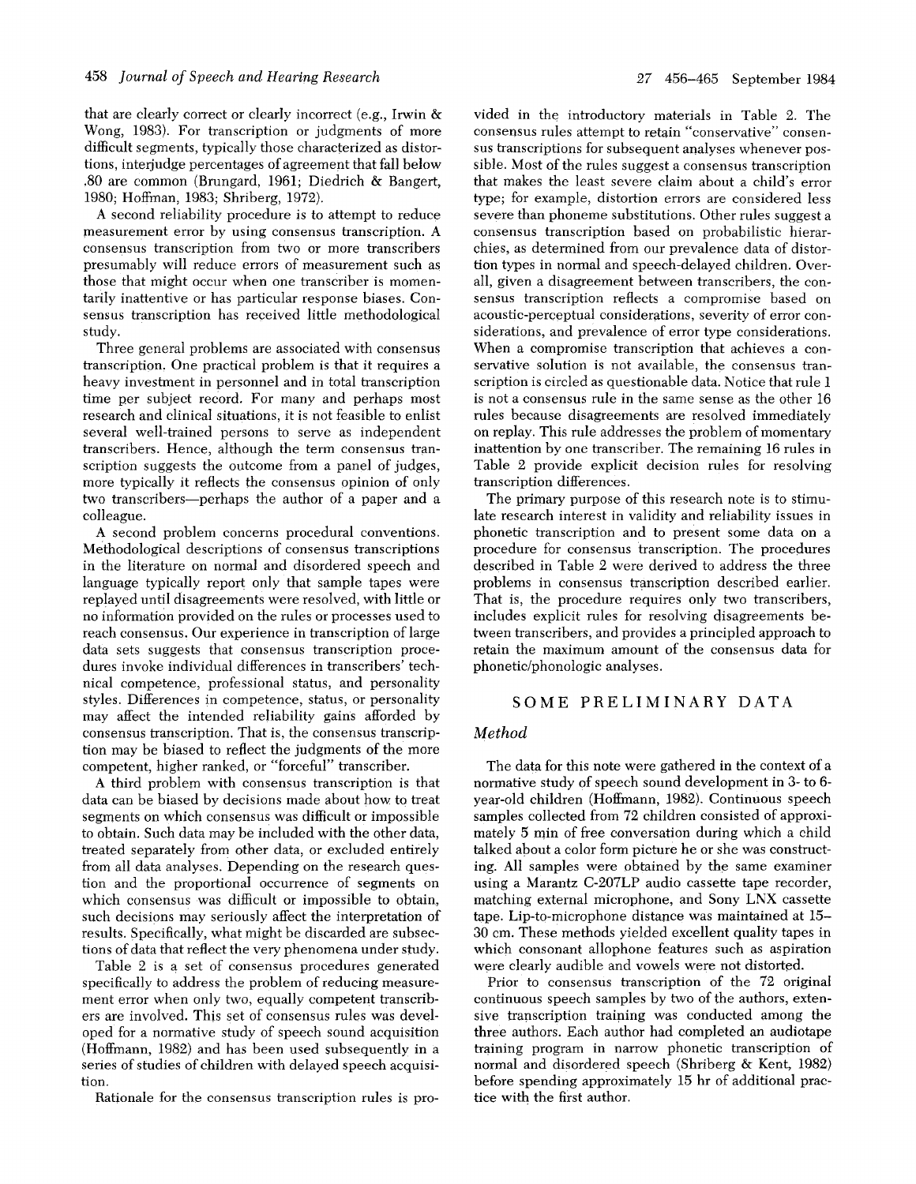that are clearly correct or clearly incorrect (e.g., Irwin & Wong, 1983). For transcription or judgments of more difficult segments, typically those characterized as distortions, interjudge percentages of agreement that fall below .80 are common (Brungard, 1961; Diedrich & Bangert, 1980; Hoffman, 1983; Shriberg, 1972).

A second reliability procedure is to attempt to reduce measurement error by using consensus transcription. A consensus transcription from two or more transcribers presumably will reduce errors of measurement such as those that might occur when one transcriber is momentarily inattentive or has particular response biases. Consensus transcription has received little methodological study.

Three general problems are associated with consensus transcription. One practical problem is that it requires a heavy investment in personnel and in total transcription time per subject record. For many and perhaps most research and clinical situations, it is not feasible to enlist several well-trained persons to serve as independent transcribers. Hence, although the term consensus transcription suggests the outcome from a panel of judges, more typically it reflects the consensus opinion of only two transcribers—perhaps the author of a paper and a colleague.

A second problem concerns procedural conventions. Methodological descriptions of consensus transcriptions in the literature on normal and disordered speech and language typically report only that sample tapes were replayed until disagreements were resolved, with little or no information provided on the rules or processes used to reach consensus. Our experience in transcription of large data sets suggests that consensus transcription procedures invoke individual differences in transcribers' technical competence, professional status, and personality styles. Differences in competence, status, or personality may affect the intended reliability gains afforded by consensus transcription. That is, the consensus transcription may be biased to reflect the judgments of the more competent, higher ranked, or "forceful" transcriber.

A third problem with consensus transcription is that data can be biased by decisions made about how to treat segments on which consensus was difficult or impossible to obtain. Such data may be included with the other data, treated separately from other data, or excluded entirely from all data analyses. Depending on the research question and the proportional occurrence of segments on which consensus was difficult or impossible to obtain, such decisions may seriously affect the interpretation of results. Specifically, what might be discarded are subsections of data that reflect the very phenomena under study.

Table 2 is a set of consensus procedures generated specifically to address the problem of reducing measurement error when only two, equally competent transcribers are involved. This set of consensus rules was developed for a normative study of speech sound acquisition (Hoffmann, 1982) and has been used subsequently in a series of studies of children with delayed speech acquisition.

Rationale for the consensus transcription rules is provided in the introductory materials in Table 2. The consensus rules attempt to retain "conservative" consensus transcriptions for subsequent analyses whenever possible. Most of the rules suggest a consensus transcription that makes the least severe claim about a child's error type; for example, distortion errors are considered less severe than phoneme substitutions. Other rules suggest a consensus transcription based on probabilistic hierarchies, as determined from our prevalence data of distortion types in normal and speech-delayed children. Overall, given a disagreement between transcribers, the consensus transcription reflects a compromise based on acoustic-perceptual considerations, severity of error considerations, and prevalence of error type considerations. When a compromise transcription that achieves a conservative solution is not available, the consensus transcription is circled as questionable data. Notice that rule 1 is not a consensus rule in the same sense as the other 16 rules because disagreements are resolved immediately on replay. This rule addresses the problem of momentary inattention by one transcriber. The remaining 16 rules in Table 2 provide explicit decision rules for resolving transcription differences.

The primary purpose of this research note is to stimulate research interest in validity and reliability issues in phonetic transcription and to present some data on a procedure for consensus transcription. The procedures described in Table 2 were derived to address the three problems in consensus transcription described earlier. That is, the procedure requires only two transcribers, includes explicit rules for resolving disagreements between transcribers, and provides a principled approach to retain the maximum amount of the consensus data for phonetic/phonologic analyses.

## SOME PRELIMINARY DATA

### *Method*

The data for this note were gathered in the context of a normative study of speech sound development in 3- to 6-year-old children (Hoffmann, 1982). Continuous speech samples collected from 72 children consisted of approximately 5 min of free conversation during which a child talked about a color form picture he or she was constructing. All samples were obtained by the same examiner using a Marantz C-207LP audio cassette tape recorder, matching external microphone, and Sony LNX cassette tape. Lip-to-microphone distance was maintained at 15–30 cm. These methods yielded excellent quality tapes in which consonant allophone features such as aspiration were clearly audible and vowels were not distorted.

Prior to consensus transcription of the 72 original continuous speech samples by two of the authors, extensive transcription training was conducted among the three authors. Each author had completed an audiotape training program in narrow phonetic transcription of normal and disordered speech (Shriberg & Kent, 1982) before spending approximately 15 hr of additional practice with the first author.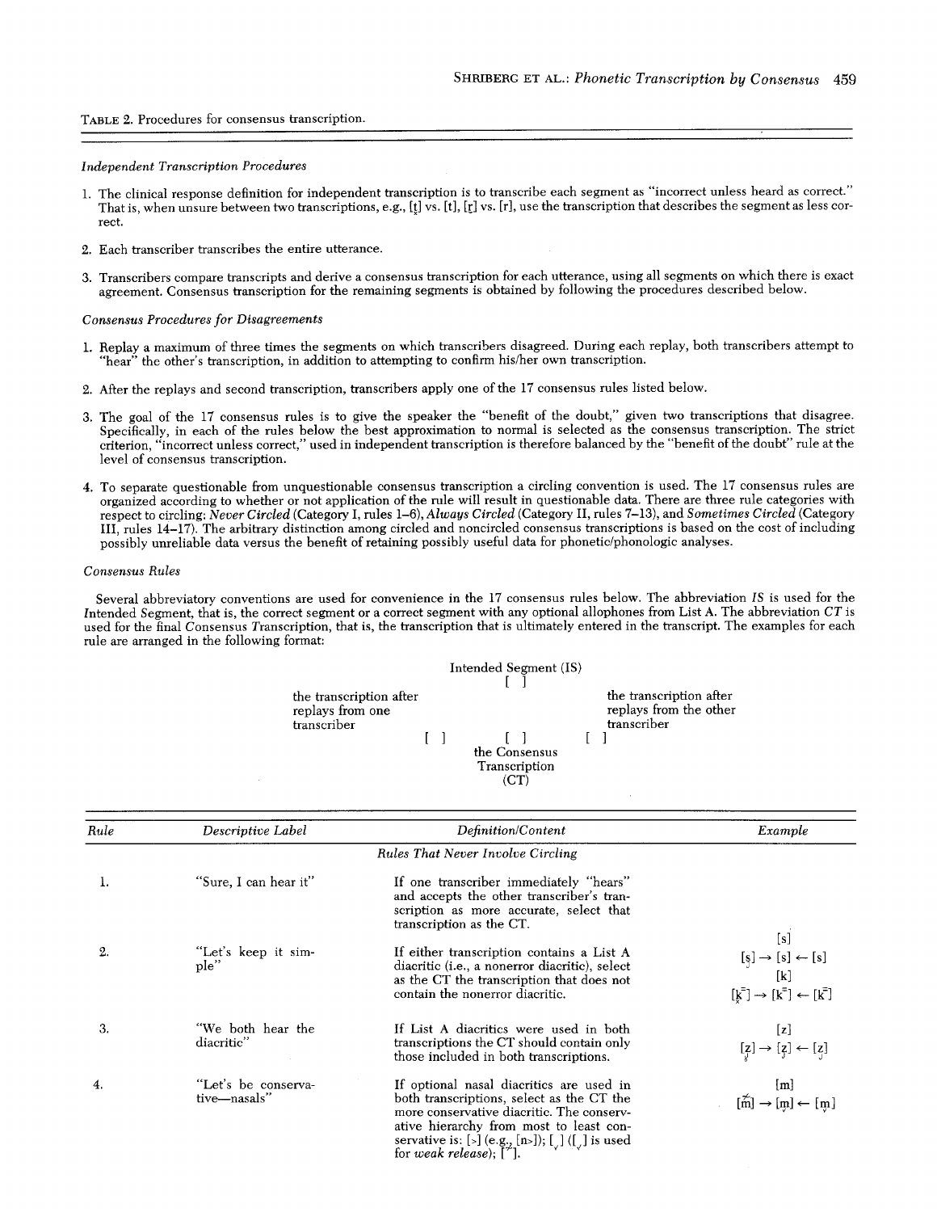TABLE 2. Procedures for consensus transcription.

*Independent Transcription Procedures*

1. The clinical response definition for independent transcription is to transcribe each segment as "incorrect unless heard as correct." That is, when unsure between two transcriptions, e.g., [t̪] vs. [t], [r̥] vs. [r], use the transcription that describes the segment as less correct.

2. Each transcriber transcribes the entire utterance.

3. Transcribers compare transcripts and derive a consensus transcription for each utterance, using all segments on which there is exact agreement. Consensus transcription for the remaining segments is obtained by following the procedures described below.

*Consensus Procedures for Disagreements*

1. Replay a maximum of three times the segments on which transcribers disagreed. During each replay, both transcribers attempt to "hear" the other's transcription, in addition to attempting to confirm his/her own transcription.

2. After the replays and second transcription, transcribers apply one of the 17 consensus rules listed below.

3. The goal of the 17 consensus rules is to give the speaker the "benefit of the doubt," given two transcriptions that disagree. Specifically, in each of the rules below the best approximation to normal is selected as the consensus transcription. The strict criterion, "incorrect unless correct," used in independent transcription is therefore balanced by the "benefit of the doubt" rule at the level of consensus transcription.

4. To separate questionable from unquestionable consensus transcription a circling convention is used. The 17 consensus rules are organized according to whether or not application of the rule will result in questionable data. There are three rule categories with respect to circling: *Never Circled* (Category I, rules 1–6), *Always Circled* (Category II, rules 7–13), and *Sometimes Circled* (Category III, rules 14–17). The arbitrary distinction among circled and noncircled consensus transcriptions is based on the cost of including possibly unreliable data versus the benefit of retaining possibly useful data for phonetic/phonologic analyses.

*Consensus Rules*

Several abbreviatory conventions are used for convenience in the 17 consensus rules below. The abbreviation *IS* is used for the Intended Segment, that is, the correct segment or a correct segment with any optional allophones from List A. The abbreviation *CT* is used for the final Consensus Transcription, that is, the transcription that is ultimately entered in the transcript. The examples for each rule are arranged in the following format:

```
                         Intended Segment (IS)
                                [ ]
the transcription after                      the transcription after
replays from one                             replays from the other
transcriber                                  transcriber
                 [ ]            [ ]            [ ]
                          the Consensus
                          Transcription
                              (CT)
```

| Rule | Descriptive Label | Definition/Content | Example |
|---|---|---|---|
| | | *Rules That Never Involve Circling* | |
| 1. | "Sure, I can hear it" | If one transcriber immediately "hears" and accepts the other transcriber's transcription as more accurate, select that transcription as the CT. | |
| 2. | "Let's keep it simple" | If either transcription contains a List A diacritic (i.e., a nonerror diacritic), select as the CT the transcription that does not contain the nonerror diacritic. | [s] [s̬] → [s] ← [s]; [k] [k̬⁼] → [k⁼] ← [k⁼] |
| 3. | "We both hear the diacritic" | If List A diacritics were used in both transcriptions the CT should contain only those included in both transcriptions. | [z] [z̬̪] → [z̪] ← [z̪̬] |
| 4. | "Let's be conservative—nasals" | If optional nasal diacritics are used in both transcriptions, select as the CT the more conservative diacritic. The conservative hierarchy from most to least conservative is: [˃] (e.g., [n˃]); [ ̬] ([ ̬] is used for *weak release*); [˷]. | [m] [m̰̃] → [m̬] ← [m̬] |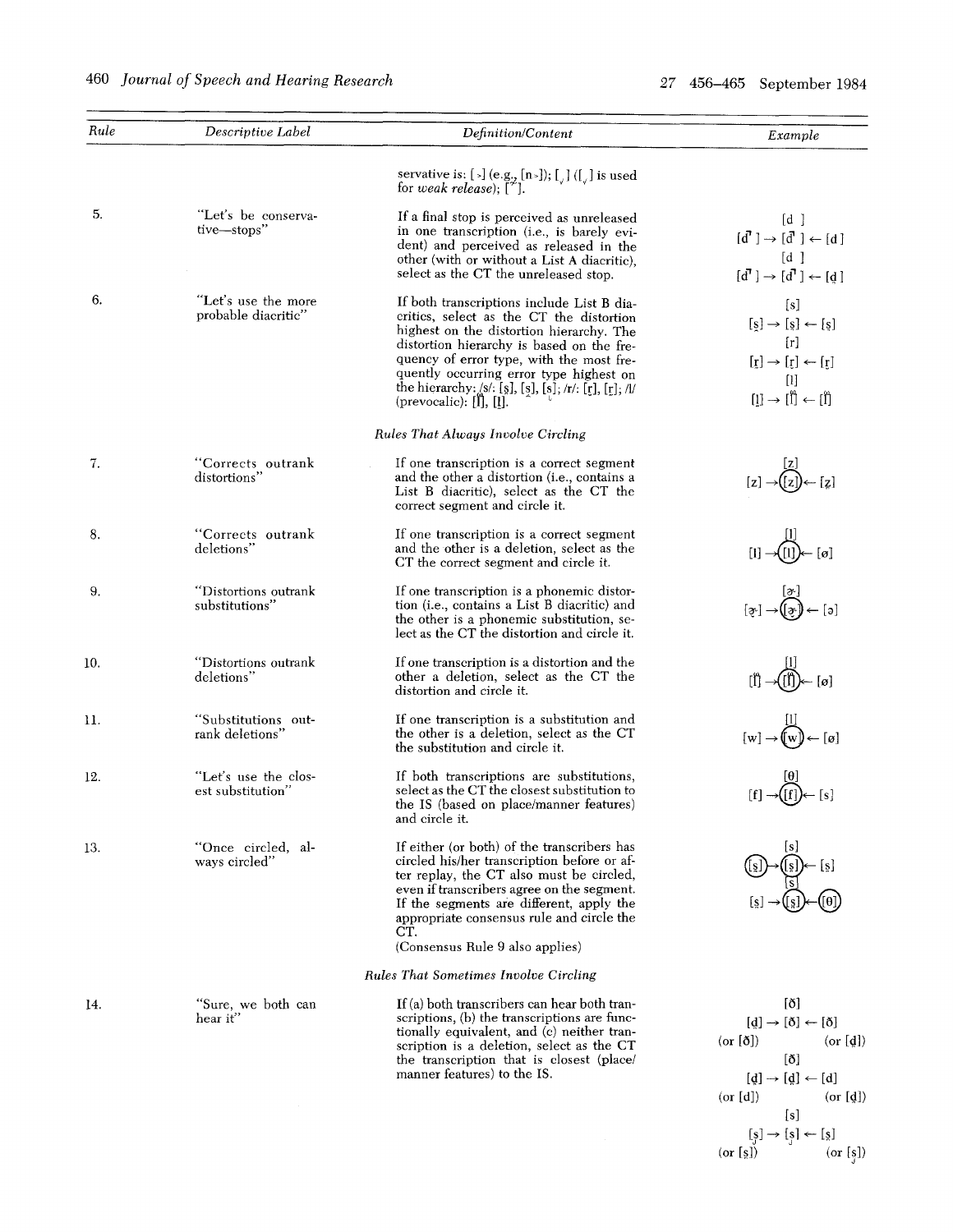| Rule | Descriptive Label | Definition/Content | Example |
|---|---|---|---|
| | | servative is: [˺] (e.g., [n˺]); [ ̬] ([ ̬] is used for *weak release*); [ ̋]. | |
| 5. | "Let's be conservative—stops" | If a final stop is perceived as unreleased in one transcription (i.e., is barely evident) and perceived as released in the other (with or without a List A diacritic), select as the CT the unreleased stop. | [d ] [d˺] → [d˺] ← [d] [d ] [d˺] → [d˺] ← [d̪] |
| 6. | "Let's use the more probable diacritic" | If both transcriptions include List B diacritics, select as the CT the distortion highest on the distortion hierarchy. The distortion hierarchy is based on the frequency of error type, with the most frequently occurring error type highest on the hierarchy: /s/: [s̪], [s̺], [s̟], [s̬]; /r/: [r̥], [r̞]; /l/ (prevocalic): [l̈], [l̥]. | [s] [s̪] → [s̪] ← [s̪] [r] [r̥] → [r̥] ← [r̥] [l] [l̥] → [l̈] ← [l̈] |
| | | *Rules That Always Involve Circling* | |
| 7. | "Corrects outrank distortions" | If one transcription is a correct segment and the other a distortion (i.e., contains a List B diacritic), select as the CT the correct segment and circle it. | [z] [z] → ([z]) ← [z̪] |
| 8. | "Corrects outrank deletions" | If one transcription is a correct segment and the other is a deletion, select as the CT the correct segment and circle it. | [l] [l] → ([l]) ← [ø] |
| 9. | "Distortions outrank substitutions" | If one transcription is a phonemic distortion (i.e., contains a List B diacritic) and the other is a phonemic substitution, select as the CT the distortion and circle it. | [ɚ] [ɚ̞] → ([ɚ̞]) ← [ə] |
| 10. | "Distortions outrank deletions" | If one transcription is a distortion and the other a deletion, select as the CT the distortion and circle it. | [l] [l̈] → ([l̈]) ← [ø] |
| 11. | "Substitutions outrank deletions" | If one transcription is a substitution and the other is a deletion, select as the CT the substitution and circle it. | [l] [w] → ([w]) ← [ø] |
| 12. | "Let's use the closest substitution" | If both transcriptions are substitutions, select as the CT the closest substitution to the IS (based on place/manner features) and circle it. | [θ] [f] → ([f]) ← [s] |
| 13. | "Once circled, always circled" | If either (or both) of the transcribers has circled his/her transcription before or after replay, the CT also must be circled, even if transcribers agree on the segment. If the segments are different, apply the appropriate consensus rule and circle the CT. (Consensus Rule 9 also applies) | [s] ([s̪]) → ([s̪]) ← [s̪] [s] [s̪] → ([s̪]) ← ([θ]) |
| | | *Rules That Sometimes Involve Circling* | |
| 14. | "Sure, we both can hear it" | If (a) both transcribers can hear both transcriptions, (b) the transcriptions are functionally equivalent, and (c) neither transcription is a deletion, select as the CT the transcription that is closest (place/manner features) to the IS. | [ð] [d̪] → [ð] ← [ð] (or [ð]) (or [d̪]) [ð] [d̪] → [d̪] ← [d] (or [d]) (or [d̪]) [s] [s̪] → [s̪] ← [s̪] (or [s̪]) (or [s̪]) |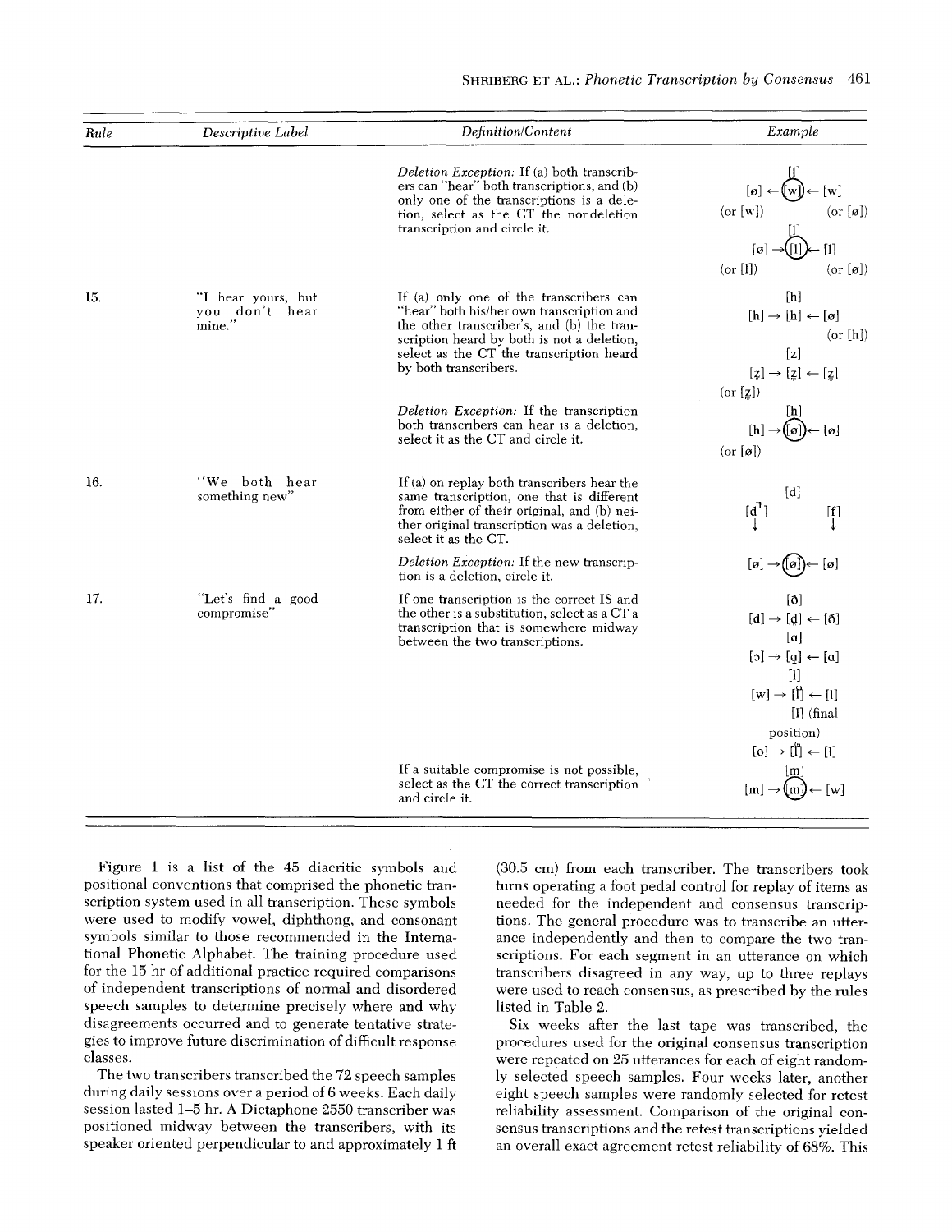| Rule | Descriptive Label | Definition/Content | Example |
|---|---|---|---|
| | | *Deletion Exception:* If (a) both transcribers can "hear" both transcriptions, and (b) only one of the transcriptions is a deletion, select as the CT the nondeletion transcription and circle it. | [l] [ø] ← (w) ← [w] (or [w]) (or [ø]) [l] [ø] → ([l]) ← [l] (or [l]) (or [ø]) |
| 15. | "I hear yours, but you don't hear mine." | If (a) only one of the transcribers can "hear" both his/her own transcription and the other transcriber's, and (b) the transcription heard by both is not a deletion, select as the CT the transcription heard by both transcribers. | [h] [h] → [h] ← [ø] (or [h]) [z] [z̦] → [z̦] ← [z̥] (or [z̥]) |
| | | *Deletion Exception:* If the transcription both transcribers can hear is a deletion, select it as the CT and circle it. | [h] [h] → ([ø]) ← [ø] (or [ø]) |
| 16. | "We both hear something new" | If (a) on replay both transcribers hear the same transcription, one that is different from either of their original, and (b) neither original transcription was a deletion, select it as the CT. | [d] [d˺] ↓ [f] ↓ |
| | | *Deletion Exception:* If the new transcription is a deletion, circle it. | [ø] → ([ø]) ← [ø] |
| 17. | "Let's find a good compromise" | If one transcription is the correct IS and the other is a substitution, select as a CT a transcription that is somewhere midway between the two transcriptions. | [ð] [d] → [d̪] ← [ð] [ɑ] [ɔ] → [ɑ̹] ← [ɑ] [l] [w] → [l̫] ← [l] [l] (final position) [o] → [l̫] ← [l] |
| | | If a suitable compromise is not possible, select as the CT the correct transcription and circle it. | [m] [m] → ([m]) ← [w] |

Figure 1 is a list of the 45 diacritic symbols and positional conventions that comprised the phonetic transcription system used in all transcription. These symbols were used to modify vowel, diphthong, and consonant symbols similar to those recommended in the International Phonetic Alphabet. The training procedure used for the 15 hr of additional practice required comparisons of independent transcriptions of normal and disordered speech samples to determine precisely where and why disagreements occurred and to generate tentative strategies to improve future discrimination of difficult response classes.

The two transcribers transcribed the 72 speech samples during daily sessions over a period of 6 weeks. Each daily session lasted 1–5 hr. A Dictaphone 2550 transcriber was positioned midway between the transcribers, with its speaker oriented perpendicular to and approximately 1 ft (30.5 cm) from each transcriber. The transcribers took turns operating a foot pedal control for replay of items as needed for the independent and consensus transcriptions. The general procedure was to transcribe an utterance independently and then to compare the two transcriptions. For each segment in an utterance on which transcribers disagreed in any way, up to three replays were used to reach consensus, as prescribed by the rules listed in Table 2.

Six weeks after the last tape was transcribed, the procedures used for the original consensus transcription were repeated on 25 utterances for each of eight randomly selected speech samples. Four weeks later, another eight speech samples were randomly selected for retest reliability assessment. Comparison of the original consensus transcriptions and the retest transcriptions yielded an overall exact agreement retest reliability of 68%. This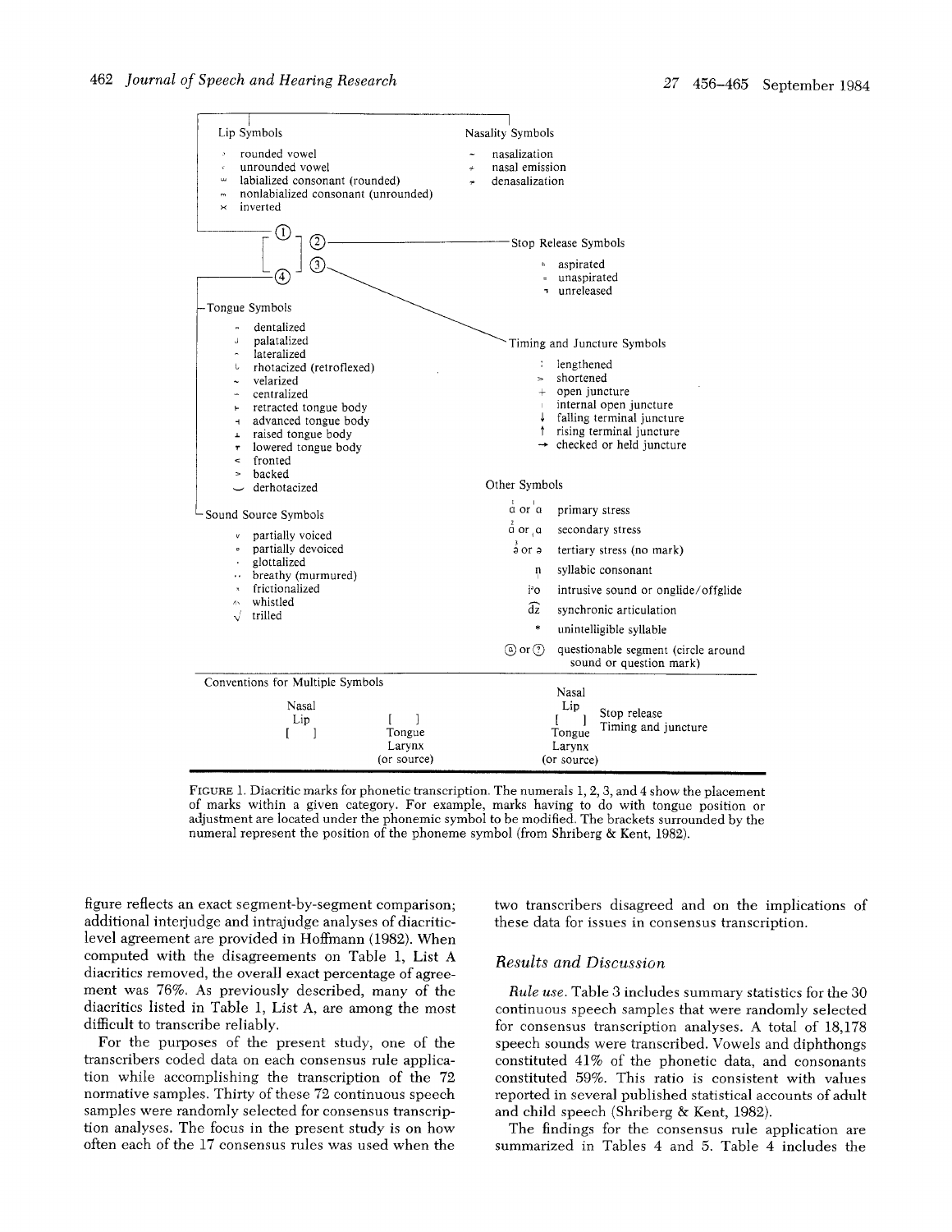Lip Symbols

- rounded vowel
- unrounded vowel
- labialized consonant (rounded)
- nonlabialized consonant (unrounded)
- inverted

Nasality Symbols

- nasalization
- nasal emission
- denasalization

Stop Release Symbols

- aspirated
- unaspirated
- unreleased

Tongue Symbols

- dentalized
- palatalized
- lateralized
- rhotacized (retroflexed)
- velarized
- centralized
- retracted tongue body
- advanced tongue body
- raised tongue body
- lowered tongue body
- fronted
- backed
- derhotacized

Timing and Juncture Symbols

- : lengthened
- > shortened
- + open juncture
- internal open juncture
- ↓ falling terminal juncture
- ↑ rising terminal juncture
- → checked or held juncture

Sound Source Symbols

- partially voiced
- partially devoiced
- glottalized
- breathy (murmured)
- frictionalized
- whistled
- trilled

Other Symbols

- primary stress
- secondary stress
- tertiary stress (no mark)
- syllabic consonant
- intrusive sound or onglide/offglide
- synchronic articulation
- * unintelligible syllable
- questionable segment (circle around sound or question mark)

Conventions for Multiple Symbols

Nasal / Lip / [ ] ; [ ] / Tongue / Larynx (or source) ; Nasal / Lip / [ ] / Tongue / Larynx (or source) with Stop release, Timing and juncture

FIGURE 1. Diacritic marks for phonetic transcription. The numerals 1, 2, 3, and 4 show the placement of marks within a given category. For example, marks having to do with tongue position or adjustment are located under the phonemic symbol to be modified. The brackets surrounded by the numeral represent the position of the phoneme symbol (from Shriberg & Kent, 1982).

figure reflects an exact segment-by-segment comparison; additional interjudge and intrajudge analyses of diacritic-level agreement are provided in Hoffmann (1982). When computed with the disagreements on Table 1, List A diacritics removed, the overall exact percentage of agreement was 76%. As previously described, many of the diacritics listed in Table 1, List A, are among the most difficult to transcribe reliably.

For the purposes of the present study, one of the transcribers coded data on each consensus rule application while accomplishing the transcription of the 72 normative samples. Thirty of these 72 continuous speech samples were randomly selected for consensus transcription analyses. The focus in the present study is on how often each of the 17 consensus rules was used when the two transcribers disagreed and on the implications of these data for issues in consensus transcription.

## Results and Discussion

*Rule use.* Table 3 includes summary statistics for the 30 continuous speech samples that were randomly selected for consensus transcription analyses. A total of 18,178 speech sounds were transcribed. Vowels and diphthongs constituted 41% of the phonetic data, and consonants constituted 59%. This ratio is consistent with values reported in several published statistical accounts of adult and child speech (Shriberg & Kent, 1982).

The findings for the consensus rule application are summarized in Tables 4 and 5. Table 4 includes the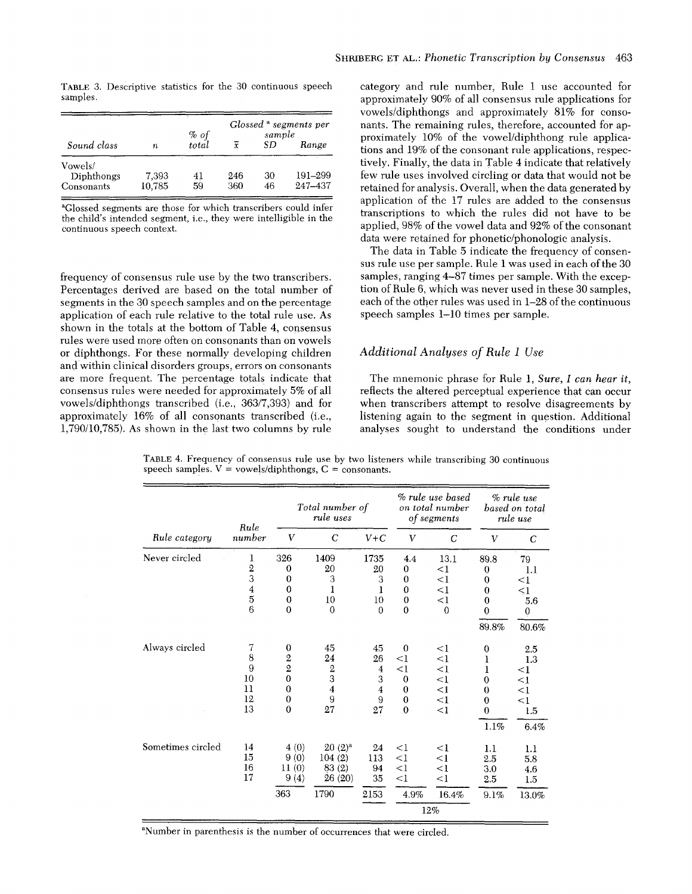TABLE 3. Descriptive statistics for the 30 continuous speech samples.

| Sound class | n | % of total | Glossed[a] segments per sample | | |
|---|---|---|---|---|---|
| | | | $\bar{x}$ | SD | Range |
| Vowels/Diphthongs | 7,393 | 41 | 246 | 30 | 191–299 |
| Consonants | 10,785 | 59 | 360 | 46 | 247–437 |

[a]Glossed segments are those for which transcribers could infer the child's intended segment, i.e., they were intelligible in the continuous speech context.

frequency of consensus rule use by the two transcribers. Percentages derived are based on the total number of segments in the 30 speech samples and on the percentage application of each rule relative to the total rule use. As shown in the totals at the bottom of Table 4, consensus rules were used more often on consonants than on vowels or diphthongs. For these normally developing children and within clinical disorders groups, errors on consonants are more frequent. The percentage totals indicate that consensus rules were needed for approximately 5% of all vowels/diphthongs transcribed (i.e., 363/7,393) and for approximately 16% of all consonants transcribed (i.e., 1,790/10,785). As shown in the last two columns by rule category and rule number, Rule 1 use accounted for approximately 90% of all consensus rule applications for vowels/diphthongs and approximately 81% for consonants. The remaining rules, therefore, accounted for approximately 10% of the vowel/diphthong rule applications and 19% of the consonant rule applications, respectively. Finally, the data in Table 4 indicate that relatively few rule uses involved circling or data that would not be retained for analysis. Overall, when the data generated by application of the 17 rules are added to the consensus transcriptions to which the rules did not have to be applied, 98% of the vowel data and 92% of the consonant data were retained for phonetic/phonologic analysis.

The data in Table 5 indicate the frequency of consensus rule use per sample. Rule 1 was used in each of the 30 samples, ranging 4–87 times per sample. With the exception of Rule 6, which was never used in these 30 samples, each of the other rules was used in 1–28 of the continuous speech samples 1–10 times per sample.

## *Additional Analyses of Rule 1 Use*

The mnemonic phrase for Rule 1, *Sure, I can hear it,* reflects the altered perceptual experience that can occur when transcribers attempt to resolve disagreements by listening again to the segment in question. Additional analyses sought to understand the conditions under

TABLE 4. Frequency of consensus rule use by two listeners while transcribing 30 continuous speech samples. V = vowels/diphthongs, C = consonants.

| Rule category | Rule number | Total number of rule uses | | | % rule use based on total number of segments | | % rule use based on total rule use | |
|---|---|---|---|---|---|---|---|---|
| | | V | C | V+C | V | C | V | C |
| Never circled | 1 | 326 | 1409 | 1735 | 4.4 | 13.1 | 89.8 | 79 |
| | 2 | 0 | 20 | 20 | 0 | <1 | 0 | 1.1 |
| | 3 | 0 | 3 | 3 | 0 | <1 | 0 | <1 |
| | 4 | 0 | 1 | 1 | 0 | <1 | 0 | <1 |
| | 5 | 0 | 10 | 10 | 0 | <1 | 0 | 5.6 |
| | 6 | 0 | 0 | 0 | 0 | 0 | 0 | 0 |
| | | | | | | | 89.8% | 80.6% |
| Always circled | 7 | 0 | 45 | 45 | 0 | <1 | 0 | 2.5 |
| | 8 | 2 | 24 | 26 | <1 | <1 | 1 | 1.3 |
| | 9 | 2 | 2 | 4 | <1 | <1 | 1 | <1 |
| | 10 | 0 | 3 | 3 | 0 | <1 | 0 | <1 |
| | 11 | 0 | 4 | 4 | 0 | <1 | 0 | <1 |
| | 12 | 0 | 9 | 9 | 0 | <1 | 0 | <1 |
| | 13 | 0 | 27 | 27 | 0 | <1 | 0 | 1.5 |
| | | | | | | | 1.1% | 6.4% |
| Sometimes circled | 14 | 4 (0) | 20 (2)[a] | 24 | <1 | <1 | 1.1 | 1.1 |
| | 15 | 9 (0) | 104 (2) | 113 | <1 | <1 | 2.5 | 5.8 |
| | 16 | 11 (0) | 83 (2) | 94 | <1 | <1 | 3.0 | 4.6 |
| | 17 | 9 (4) | 26 (20) | 35 | <1 | <1 | 2.5 | 1.5 |
| | | 363 | 1790 | 2153 | 4.9% | 16.4% | 9.1% | 13.0% |
| | | | | | 12% | | | |

[a]Number in parenthesis is the number of occurrences that were circled.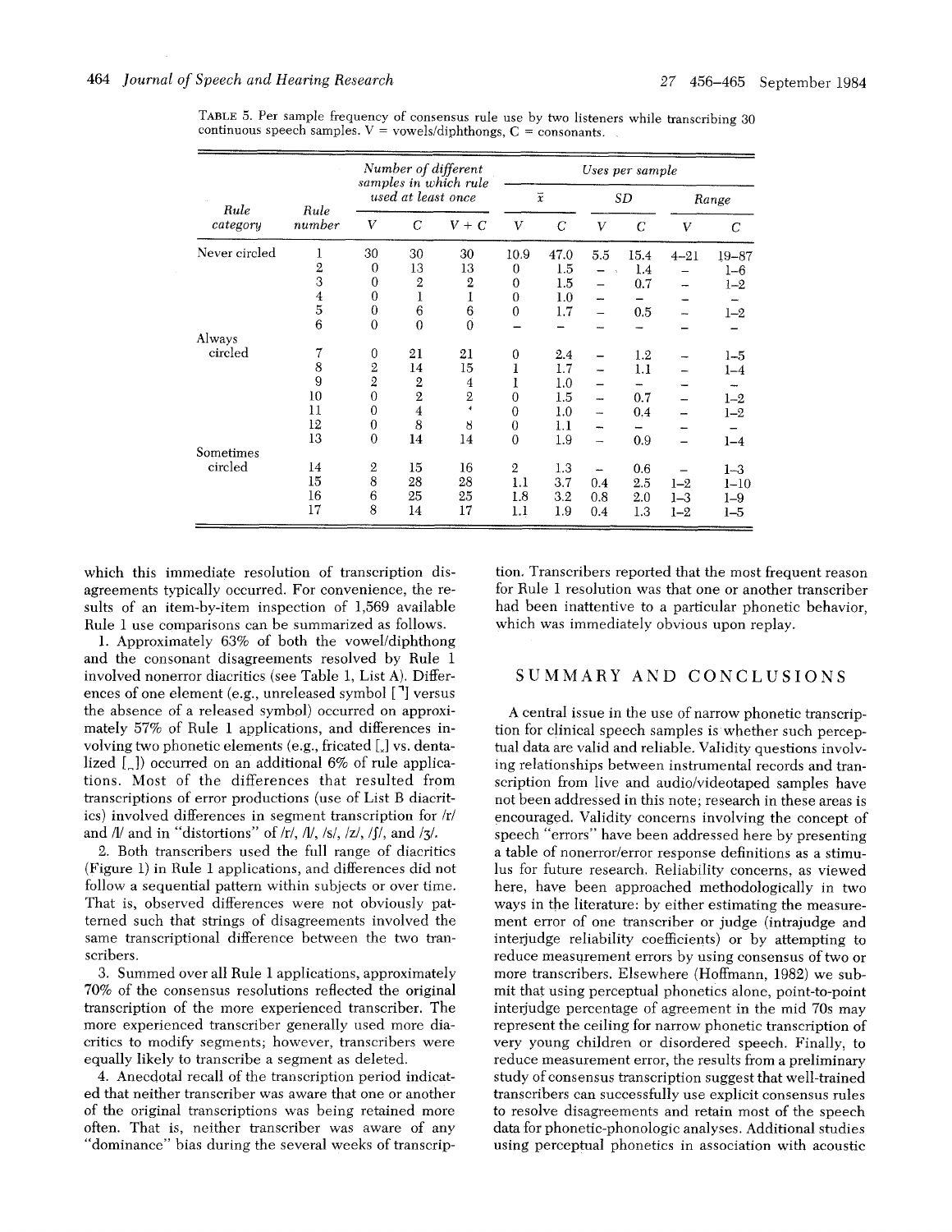TABLE 5. Per sample frequency of consensus rule use by two listeners while transcribing 30 continuous speech samples. V = vowels/diphthongs, C = consonants.

| Rule category | Rule number | Number of different samples in which rule used at least once | | | Uses per sample | | | | | |
|---|---|---|---|---|---|---|---|---|---|---|
| | | | | | x̄ | | SD | | Range | |
| | | V | C | V + C | V | C | V | C | V | C |
| Never circled | 1 | 30 | 30 | 30 | 10.9 | 47.0 | 5.5 | 15.4 | 4–21 | 19–87 |
| | 2 | 0 | 13 | 13 | 0 | 1.5 | – | 1.4 | – | 1–6 |
| | 3 | 0 | 2 | 2 | 0 | 1.5 | – | 0.7 | – | 1–2 |
| | 4 | 0 | 1 | 1 | 0 | 1.0 | – | – | – | – |
| | 5 | 0 | 6 | 6 | 0 | 1.7 | – | 0.5 | – | 1–2 |
| | 6 | 0 | 0 | 0 | – | – | – | – | – | – |
| Always circled | 7 | 0 | 21 | 21 | 0 | 2.4 | – | 1.2 | – | 1–5 |
| | 8 | 2 | 14 | 15 | 1 | 1.7 | – | 1.1 | – | 1–4 |
| | 9 | 2 | 2 | 4 | 1 | 1.0 | – | – | – | – |
| | 10 | 0 | 2 | 2 | 0 | 1.5 | – | 0.7 | – | 1–2 |
| | 11 | 0 | 4 | 4 | 0 | 1.0 | – | 0.4 | – | 1–2 |
| | 12 | 0 | 8 | 8 | 0 | 1.1 | – | – | – | – |
| | 13 | 0 | 14 | 14 | 0 | 1.9 | – | 0.9 | – | 1–4 |
| Sometimes circled | 14 | 2 | 15 | 16 | 2 | 1.3 | – | 0.6 | – | 1–3 |
| | 15 | 8 | 28 | 28 | 1.1 | 3.7 | 0.4 | 2.5 | 1–2 | 1–10 |
| | 16 | 6 | 25 | 25 | 1.8 | 3.2 | 0.8 | 2.0 | 1–3 | 1–9 |
| | 17 | 8 | 14 | 17 | 1.1 | 1.9 | 0.4 | 1.3 | 1–2 | 1–5 |

which this immediate resolution of transcription disagreements typically occurred. For convenience, the results of an item-by-item inspection of 1,569 available Rule 1 use comparisons can be summarized as follows.

1. Approximately 63% of both the vowel/diphthong and the consonant disagreements resolved by Rule 1 involved nonerror diacritics (see Table 1, List A). Differences of one element (e.g., unreleased symbol [˺] versus the absence of a released symbol) occurred on approximately 57% of Rule 1 applications, and differences involving two phonetic elements (e.g., fricated [˯] vs. dentalized [̪]) occurred on an additional 6% of rule applications. Most of the differences that resulted from transcriptions of error productions (use of List B diacritics) involved differences in segment transcription for /r/ and /l/ and in "distortions" of /r/, /l/, /s/, /z/, /ʃ/, and /ʒ/.

2. Both transcribers used the full range of diacritics (Figure 1) in Rule 1 applications, and differences did not follow a sequential pattern within subjects or over time. That is, observed differences were not obviously patterned such that strings of disagreements involved the same transcriptional difference between the two transcribers.

3. Summed over all Rule 1 applications, approximately 70% of the consensus resolutions reflected the original transcription of the more experienced transcriber. The more experienced transcriber generally used more diacritics to modify segments; however, transcribers were equally likely to transcribe a segment as deleted.

4. Anecdotal recall of the transcription period indicated that neither transcriber was aware that one or another of the original transcriptions was being retained more often. That is, neither transcriber was aware of any "dominance" bias during the several weeks of transcription. Transcribers reported that the most frequent reason for Rule 1 resolution was that one or another transcriber had been inattentive to a particular phonetic behavior, which was immediately obvious upon replay.

## SUMMARY AND CONCLUSIONS

A central issue in the use of narrow phonetic transcription for clinical speech samples is whether such perceptual data are valid and reliable. Validity questions involving relationships between instrumental records and transcription from live and audio/videotaped samples have not been addressed in this note; research in these areas is encouraged. Validity concerns involving the concept of speech "errors" have been addressed here by presenting a table of nonerror/error response definitions as a stimulus for future research. Reliability concerns, as viewed here, have been approached methodologically in two ways in the literature: by either estimating the measurement error of one transcriber or judge (intrajudge and interjudge reliability coefficients) or by attempting to reduce measurement errors by using consensus of two or more transcribers. Elsewhere (Hoffmann, 1982) we submit that using perceptual phonetics alone, point-to-point interjudge percentage of agreement in the mid 70s may represent the ceiling for narrow phonetic transcription of very young children or disordered speech. Finally, to reduce measurement error, the results from a preliminary study of consensus transcription suggest that well-trained transcribers can successfully use explicit consensus rules to resolve disagreements and retain most of the speech data for phonetic-phonologic analyses. Additional studies using perceptual phonetics in association with acoustic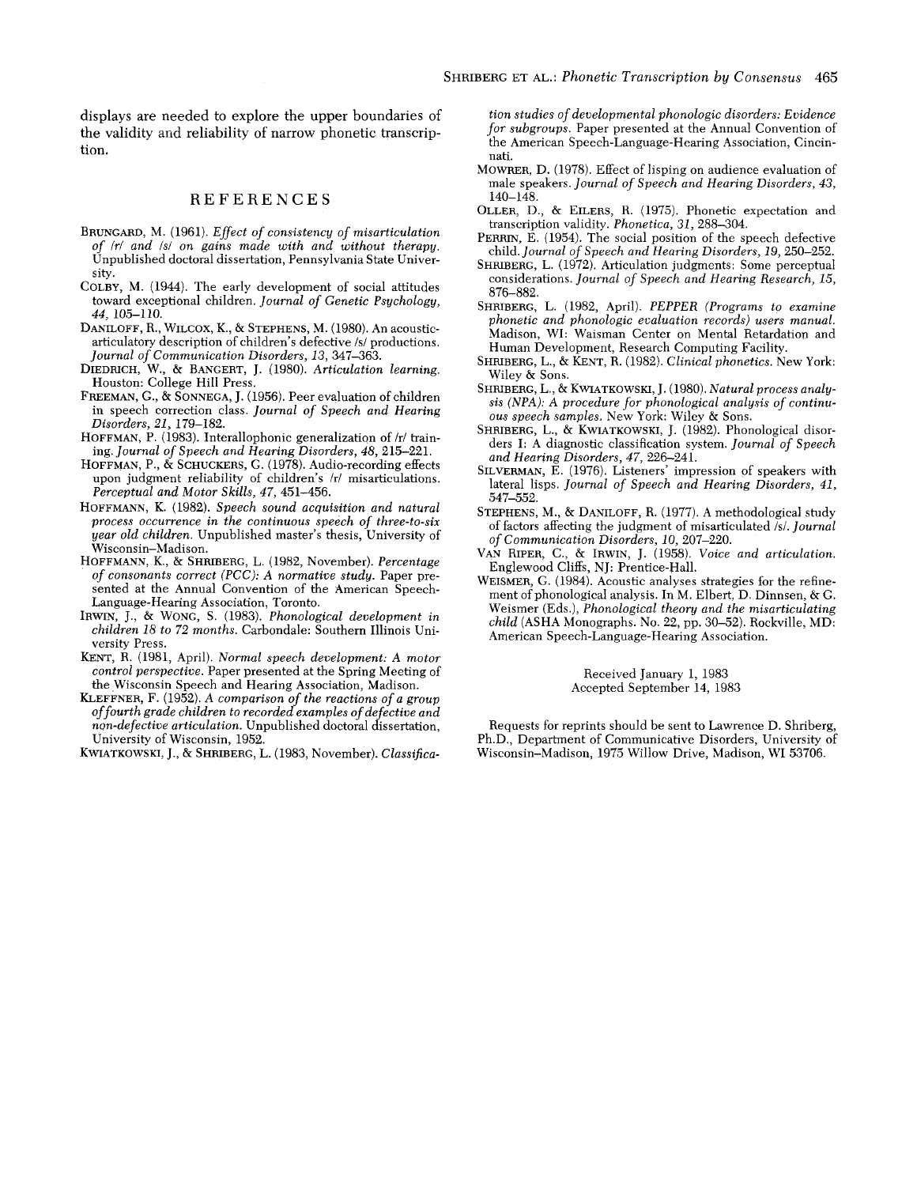displays are needed to explore the upper boundaries of the validity and reliability of narrow phonetic transcription.

## REFERENCES

BRUNGARD, M. (1961). *Effect of consistency of misarticulation of /r/ and /s/ on gains made with and without therapy.* Unpublished doctoral dissertation, Pennsylvania State University.

COLBY, M. (1944). The early development of social attitudes toward exceptional children. *Journal of Genetic Psychology, 44,* 105–110.

DANILOFF, R., WILCOX, K., & STEPHENS, M. (1980). An acoustic-articulatory description of children's defective /s/ productions. *Journal of Communication Disorders, 13,* 347–363.

DIEDRICH, W., & BANGERT, J. (1980). *Articulation learning.* Houston: College Hill Press.

FREEMAN, G., & SONNEGA, J. (1956). Peer evaluation of children in speech correction class. *Journal of Speech and Hearing Disorders, 21,* 179–182.

HOFFMAN, P. (1983). Interallophonic generalization of /r/ training. *Journal of Speech and Hearing Disorders, 48,* 215–221.

HOFFMAN, P., & SCHUCKERS, G. (1978). Audio-recording effects upon judgment reliability of children's /r/ misarticulations. *Perceptual and Motor Skills, 47,* 451–456.

HOFFMANN, K. (1982). *Speech sound acquisition and natural process occurrence in the continuous speech of three-to-six year old children.* Unpublished master's thesis, University of Wisconsin–Madison.

HOFFMANN, K., & SHRIBERG, L. (1982, November). *Percentage of consonants correct (PCC): A normative study.* Paper presented at the Annual Convention of the American Speech-Language-Hearing Association, Toronto.

IRWIN, J., & WONG, S. (1983). *Phonological development in children 18 to 72 months.* Carbondale: Southern Illinois University Press.

KENT, R. (1981, April). *Normal speech development: A motor control perspective.* Paper presented at the Spring Meeting of the Wisconsin Speech and Hearing Association, Madison.

KLEFFNER, F. (1952). *A comparison of the reactions of a group of fourth grade children to recorded examples of defective and non-defective articulation.* Unpublished doctoral dissertation, University of Wisconsin, 1952.

KWIATKOWSKI, J., & SHRIBERG, L. (1983, November). *Classification studies of developmental phonologic disorders: Evidence for subgroups.* Paper presented at the Annual Convention of the American Speech-Language-Hearing Association, Cincinnati.

MOWRER, D. (1978). Effect of lisping on audience evaluation of male speakers. *Journal of Speech and Hearing Disorders, 43,* 140–148.

OLLER, D., & EILERS, R. (1975). Phonetic expectation and transcription validity. *Phonetica, 31,* 288–304.

PERRIN, E. (1954). The social position of the speech defective child. *Journal of Speech and Hearing Disorders, 19,* 250–252.

SHRIBERG, L. (1972). Articulation judgments: Some perceptual considerations. *Journal of Speech and Hearing Research, 15,* 876–882.

SHRIBERG, L. (1982, April). *PEPPER (Programs to examine phonetic and phonologic evaluation records) users manual.* Madison, WI: Waisman Center on Mental Retardation and Human Development, Research Computing Facility.

SHRIBERG, L., & KENT, R. (1982). *Clinical phonetics.* New York: Wiley & Sons.

SHRIBERG, L., & KWIATKOWSKI, J. (1980). *Natural process analysis (NPA): A procedure for phonological analysis of continuous speech samples.* New York: Wiley & Sons.

SHRIBERG, L., & KWIATKOWSKI, J. (1982). Phonological disorders I: A diagnostic classification system. *Journal of Speech and Hearing Disorders, 47,* 226–241.

SILVERMAN, E. (1976). Listeners' impression of speakers with lateral lisps. *Journal of Speech and Hearing Disorders, 41,* 547–552.

STEPHENS, M., & DANILOFF, R. (1977). A methodological study of factors affecting the judgment of misarticulated /s/. *Journal of Communication Disorders, 10,* 207–220.

VAN RIPER, C., & IRWIN, J. (1958). *Voice and articulation.* Englewood Cliffs, NJ: Prentice-Hall.

WEISMER, G. (1984). Acoustic analyses strategies for the refinement of phonological analysis. In M. Elbert, D. Dinnsen, & G. Weismer (Eds.), *Phonological theory and the misarticulating child* (ASHA Monographs. No. 22, pp. 30–52). Rockville, MD: American Speech-Language-Hearing Association.

Received January 1, 1983
Accepted September 14, 1983

Requests for reprints should be sent to Lawrence D. Shriberg, Ph.D., Department of Communicative Disorders, University of Wisconsin–Madison, 1975 Willow Drive, Madison, WI 53706.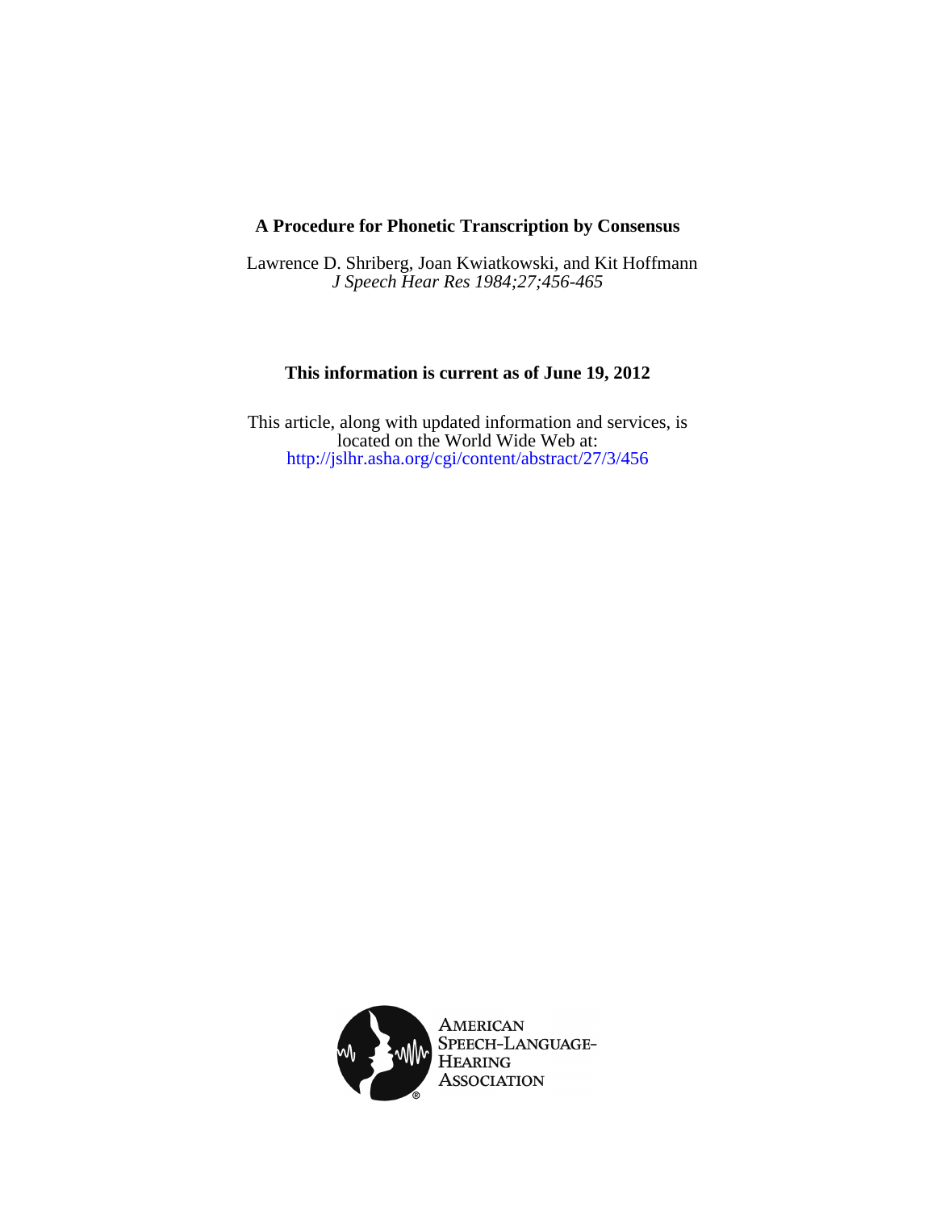**A Procedure for Phonetic Transcription by Consensus**

Lawrence D. Shriberg, Joan Kwiatkowski, and Kit Hoffmann
*J Speech Hear Res 1984;27;456-465*

**This information is current as of June 19, 2012**

This article, along with updated information and services, is located on the World Wide Web at:
http://jslhr.asha.org/cgi/content/abstract/27/3/456

AMERICAN SPEECH-LANGUAGE-HEARING ASSOCIATION